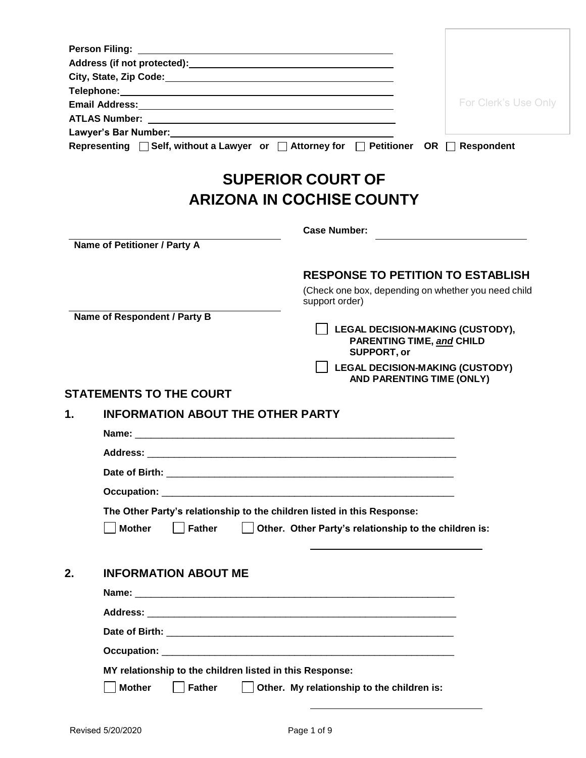Person Filing: ______________________________

Address (if not protected): ______________________________

City, State, Zip Code: ______________________________

Telephone: ______________________________

Email Address: ______________________________

ATLAS Number: ______________________________

Lawyer's Bar Number: ______________________________

Representing ☐ Self, without a Lawyer or ☐ Attorney for ☐ Petitioner OR ☐ Respondent

For Clerk's Use Only

# SUPERIOR COURT OF ARIZONA IN COCHISE COUNTY

______________________________
**Name of Petitioner / Party A**

**Case Number:** ______________________________

______________________________
**Name of Respondent / Party B**

## RESPONSE TO PETITION TO ESTABLISH

(Check one box, depending on whether you need child support order)

☐ **LEGAL DECISION-MAKING (CUSTODY), PARENTING TIME, *and* CHILD SUPPORT, or**

☐ **LEGAL DECISION-MAKING (CUSTODY) AND PARENTING TIME (ONLY)**

## STATEMENTS TO THE COURT

### 1. INFORMATION ABOUT THE OTHER PARTY

**Name:** ______________________________

**Address:** ______________________________

**Date of Birth:** ______________________________

**Occupation:** ______________________________

**The Other Party's relationship to the children listed in this Response:**

☐ **Mother** ☐ **Father** ☐ **Other. Other Party's relationship to the children is:** ______________________________

### 2. INFORMATION ABOUT ME

**Name:** ______________________________

**Address:** ______________________________

**Date of Birth:** ______________________________

**Occupation:** ______________________________

**MY relationship to the children listed in this Response:**

☐ **Mother** ☐ **Father** ☐ **Other. My relationship to the children is:** ______________________________

Revised 5/20/2020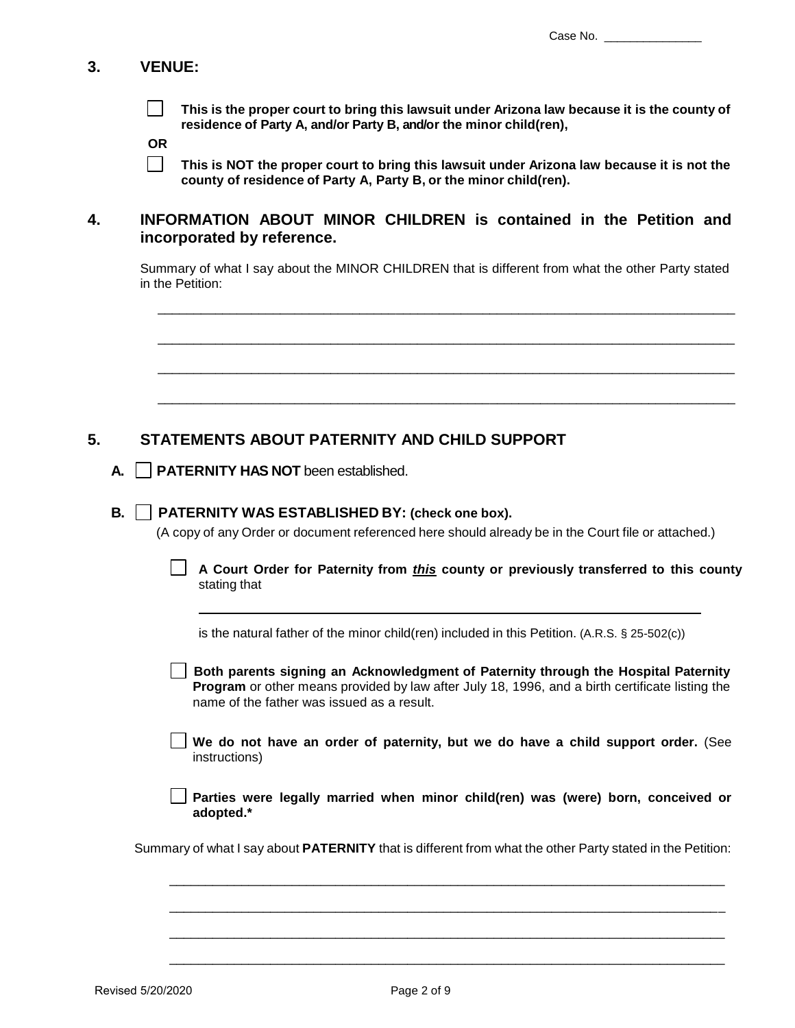Case No. _______________

## 3. VENUE:

☐ **This is the proper court to bring this lawsuit under Arizona law because it is the county of residence of Party A, and/or Party B, and/or the minor child(ren),**

**OR**

☐ **This is NOT the proper court to bring this lawsuit under Arizona law because it is not the county of residence of Party A, Party B, or the minor child(ren).**

## 4. INFORMATION ABOUT MINOR CHILDREN is contained in the Petition and incorporated by reference.

Summary of what I say about the MINOR CHILDREN that is different from what the other Party stated in the Petition:

_______________________________________________________________________________

_______________________________________________________________________________

_______________________________________________________________________________

_______________________________________________________________________________

## 5. STATEMENTS ABOUT PATERNITY AND CHILD SUPPORT

**A.** ☐ **PATERNITY HAS NOT** been established.

**B.** ☐ **PATERNITY WAS ESTABLISHED BY: (check one box).**

(A copy of any Order or document referenced here should already be in the Court file or attached.)

☐ **A Court Order for Paternity from *this* county or previously transferred to this county** stating that

_______________________________________________________________________________

is the natural father of the minor child(ren) included in this Petition. (A.R.S. § 25-502(c))

☐ **Both parents signing an Acknowledgment of Paternity through the Hospital Paternity Program** or other means provided by law after July 18, 1996, and a birth certificate listing the name of the father was issued as a result.

☐ **We do not have an order of paternity, but we do have a child support order.** (See instructions)

☐ **Parties were legally married when minor child(ren) was (were) born, conceived or adopted.***

Summary of what I say about **PATERNITY** that is different from what the other Party stated in the Petition:

_______________________________________________________________________________

_______________________________________________________________________________

_______________________________________________________________________________

_______________________________________________________________________________

Revised 5/20/2020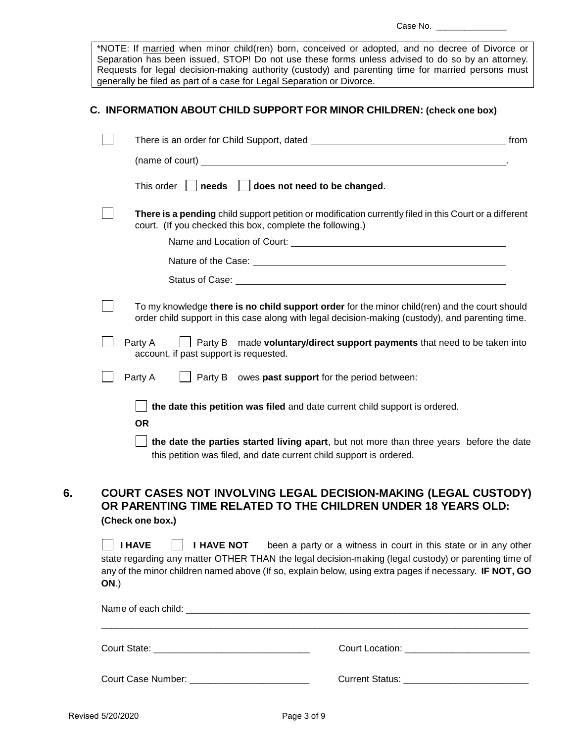Case No. _______________

*NOTE: If married when minor child(ren) born, conceived or adopted, and no decree of Divorce or Separation has been issued, STOP! Do not use these forms unless advised to do so by an attorney. Requests for legal decision-making authority (custody) and parenting time for married persons must generally be filed as part of a case for Legal Separation or Divorce.

### C. INFORMATION ABOUT CHILD SUPPORT FOR MINOR CHILDREN: (check one box)

☐ There is an order for Child Support, dated ______________________________ from (name of court) ______________________________________________.

This order ☐ **needs** ☐ **does not need to be changed**.

☐ **There is a pending** child support petition or modification currently filed in this Court or a different court. (If you checked this box, complete the following.)

Name and Location of Court: ______________________________

Nature of the Case: ______________________________

Status of Case: ______________________________

☐ To my knowledge **there is no child support order** for the minor child(ren) and the court should order child support in this case along with legal decision-making (custody), and parenting time.

☐ Party A ☐ Party B made **voluntary/direct support payments** that need to be taken into account, if past support is requested.

☐ Party A ☐ Party B owes **past support** for the period between:

☐ **the date this petition was filed** and date current child support is ordered.

**OR**

☐ **the date the parties started living apart**, but not more than three years before the date this petition was filed, and date current child support is ordered.

## 6. COURT CASES NOT INVOLVING LEGAL DECISION-MAKING (LEGAL CUSTODY) OR PARENTING TIME RELATED TO THE CHILDREN UNDER 18 YEARS OLD:

**(Check one box.)**

☐ **I HAVE** ☐ **I HAVE NOT** been a party or a witness in court in this state or in any other state regarding any matter OTHER THAN the legal decision-making (legal custody) or parenting time of any of the minor children named above (If so, explain below, using extra pages if necessary. **IF NOT, GO ON**.)

Name of each child: ______________________________________________________________

__________________________________________________________________________________

Court State: ______________________________ Court Location: ________________________

Court Case Number: _______________________ Current Status: ________________________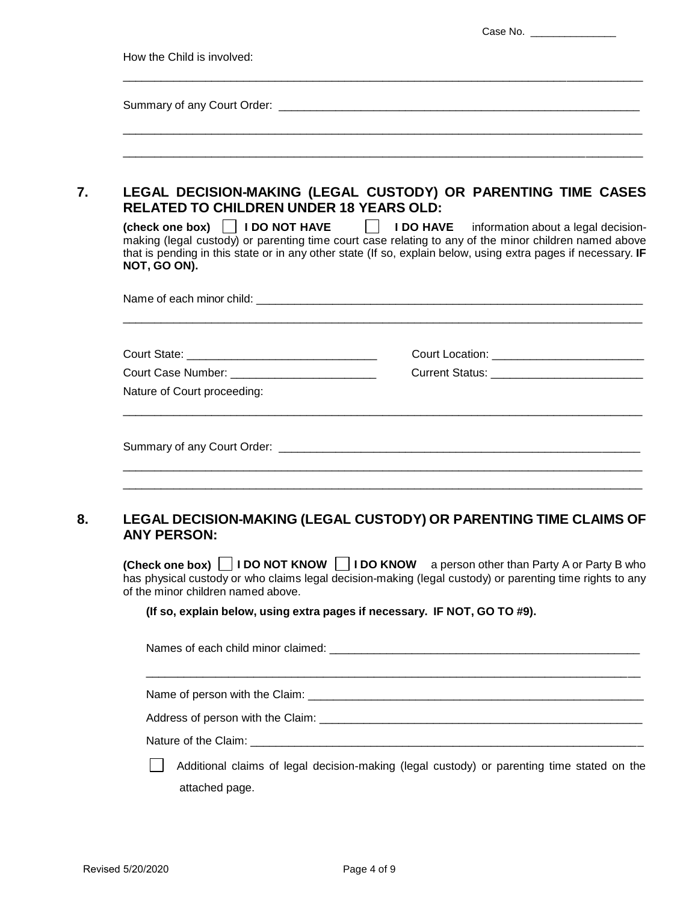Case No. _______________

How the Child is involved:

_______________________________________________________________________________

Summary of any Court Order: ____________________________________________________________

_______________________________________________________________________________

_______________________________________________________________________________

## 7. LEGAL DECISION-MAKING (LEGAL CUSTODY) OR PARENTING TIME CASES RELATED TO CHILDREN UNDER 18 YEARS OLD:

**(check one box)** ☐ **I DO NOT HAVE** ☐ **I DO HAVE** information about a legal decision-making (legal custody) or parenting time court case relating to any of the minor children named above that is pending in this state or in any other state (If so, explain below, using extra pages if necessary. **IF NOT, GO ON).**

Name of each minor child: _____________________________________________________________

_______________________________________________________________________________

Court State: ______________________________ Court Location: ________________________

Court Case Number: _______________________ Current Status: ________________________

Nature of Court proceeding:

_______________________________________________________________________________

Summary of any Court Order: ____________________________________________________________

_______________________________________________________________________________

_______________________________________________________________________________

## 8. LEGAL DECISION-MAKING (LEGAL CUSTODY) OR PARENTING TIME CLAIMS OF ANY PERSON:

**(Check one box)** ☐ **I DO NOT KNOW** ☐ **I DO KNOW** a person other than Party A or Party B who has physical custody or who claims legal decision-making (legal custody) or parenting time rights to any of the minor children named above.

**(If so, explain below, using extra pages if necessary. IF NOT, GO TO #9).**

Names of each child minor claimed: ___________________________________________________

_______________________________________________________________________________

Name of person with the Claim: _______________________________________________________

Address of person with the Claim: ____________________________________________________

Nature of the Claim: __________________________________________________________________

☐ Additional claims of legal decision-making (legal custody) or parenting time stated on the attached page.

Revised 5/20/2020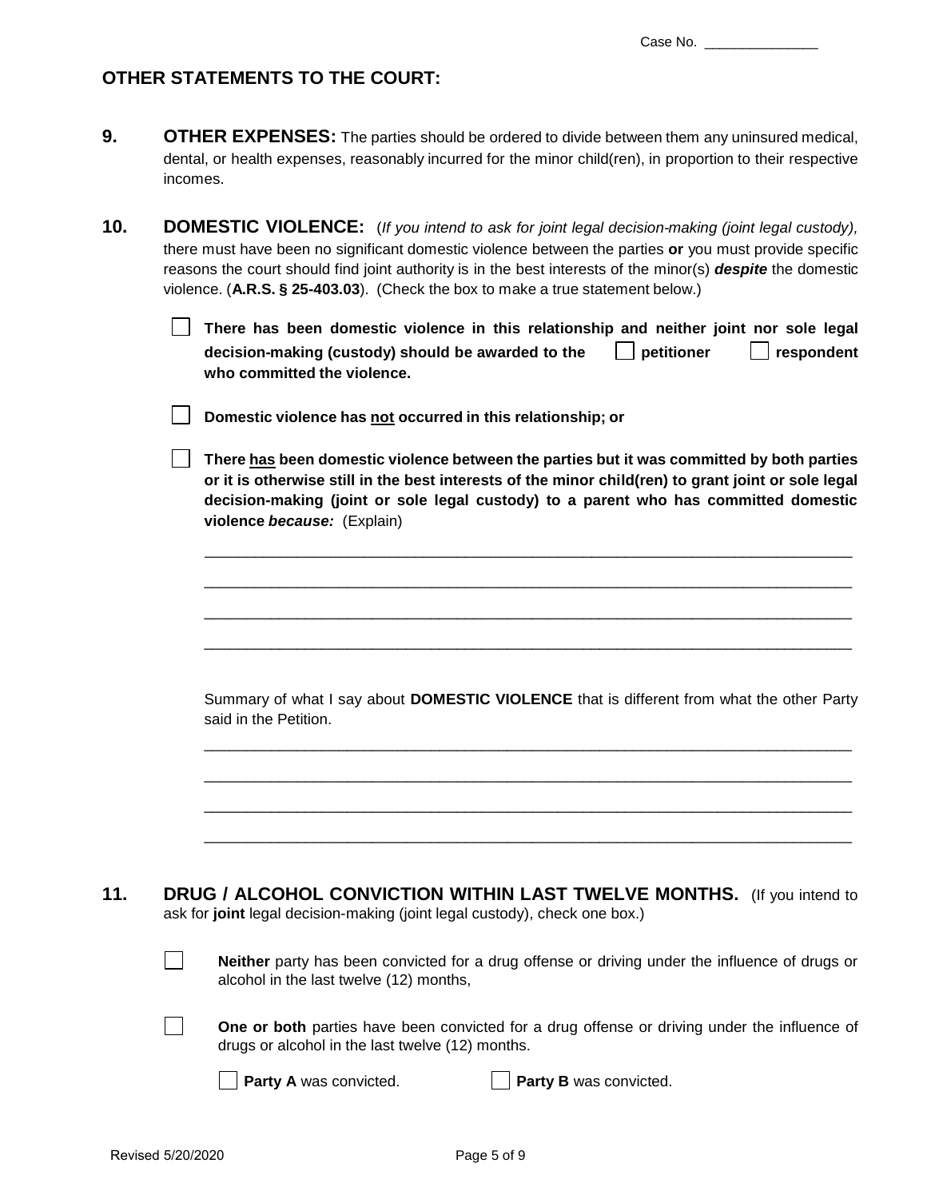Case No. _______________

## OTHER STATEMENTS TO THE COURT:

**9. OTHER EXPENSES:** The parties should be ordered to divide between them any uninsured medical, dental, or health expenses, reasonably incurred for the minor child(ren), in proportion to their respective incomes.

**10. DOMESTIC VIOLENCE:** (*If you intend to ask for joint legal decision-making (joint legal custody),* there must have been no significant domestic violence between the parties **or** you must provide specific reasons the court should find joint authority is in the best interests of the minor(s) ***despite*** the domestic violence. (**A.R.S. § 25-403.03**). (Check the box to make a true statement below.)

☐ **There has been domestic violence in this relationship and neither joint nor sole legal decision-making (custody) should be awarded to the** ☐ **petitioner** ☐ **respondent who committed the violence.**

☐ **Domestic violence has not occurred in this relationship; or**

☐ **There has been domestic violence between the parties but it was committed by both parties or it is otherwise still in the best interests of the minor child(ren) to grant joint or sole legal decision-making (joint or sole legal custody) to a parent who has committed domestic violence *because:*** (Explain)

_______________________________________________________________________________

_______________________________________________________________________________

_______________________________________________________________________________

_______________________________________________________________________________

Summary of what I say about **DOMESTIC VIOLENCE** that is different from what the other Party said in the Petition.

_______________________________________________________________________________

_______________________________________________________________________________

_______________________________________________________________________________

_______________________________________________________________________________

**11. DRUG / ALCOHOL CONVICTION WITHIN LAST TWELVE MONTHS.** (If you intend to ask for **joint** legal decision-making (joint legal custody), check one box.)

☐ **Neither** party has been convicted for a drug offense or driving under the influence of drugs or alcohol in the last twelve (12) months,

☐ **One or both** parties have been convicted for a drug offense or driving under the influence of drugs or alcohol in the last twelve (12) months.

☐ **Party A** was convicted. ☐ **Party B** was convicted.

Revised 5/20/2020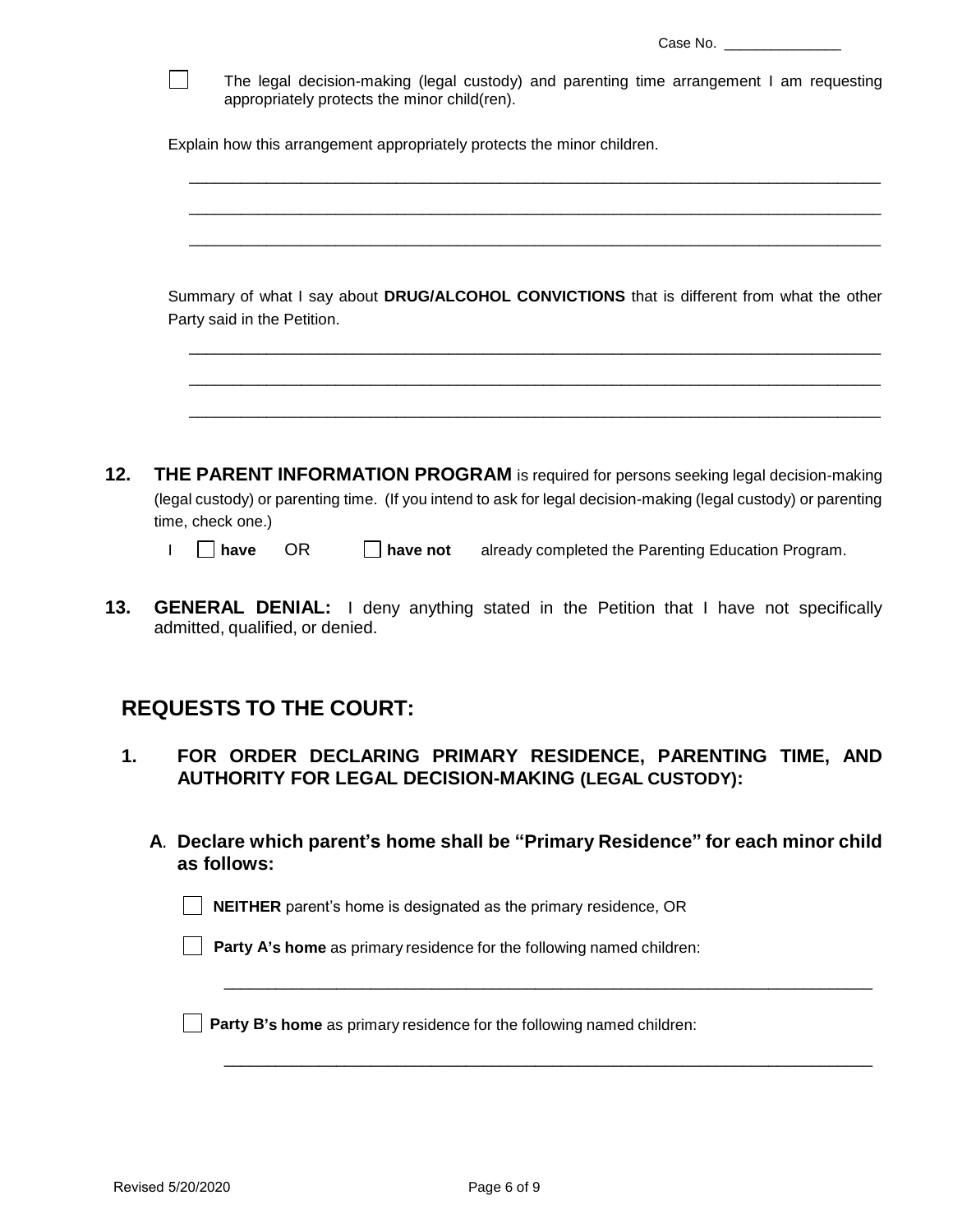Case No. _______________

☐ The legal decision-making (legal custody) and parenting time arrangement I am requesting appropriately protects the minor child(ren).

Explain how this arrangement appropriately protects the minor children.

_______________________________________________________________________________

_______________________________________________________________________________

_______________________________________________________________________________

Summary of what I say about **DRUG/ALCOHOL CONVICTIONS** that is different from what the other Party said in the Petition.

_______________________________________________________________________________

_______________________________________________________________________________

_______________________________________________________________________________

**12. THE PARENT INFORMATION PROGRAM** is required for persons seeking legal decision-making (legal custody) or parenting time. (If you intend to ask for legal decision-making (legal custody) or parenting time, check one.)

I ☐ **have** OR ☐ **have not** already completed the Parenting Education Program.

**13. GENERAL DENIAL:** I deny anything stated in the Petition that I have not specifically admitted, qualified, or denied.

## REQUESTS TO THE COURT:

### 1. FOR ORDER DECLARING PRIMARY RESIDENCE, PARENTING TIME, AND AUTHORITY FOR LEGAL DECISION-MAKING (LEGAL CUSTODY):

#### A. Declare which parent's home shall be "Primary Residence" for each minor child as follows:

☐ **NEITHER** parent's home is designated as the primary residence, OR

☐ **Party A's home** as primary residence for the following named children:

_______________________________________________________________________________

☐ **Party B's home** as primary residence for the following named children:

_______________________________________________________________________________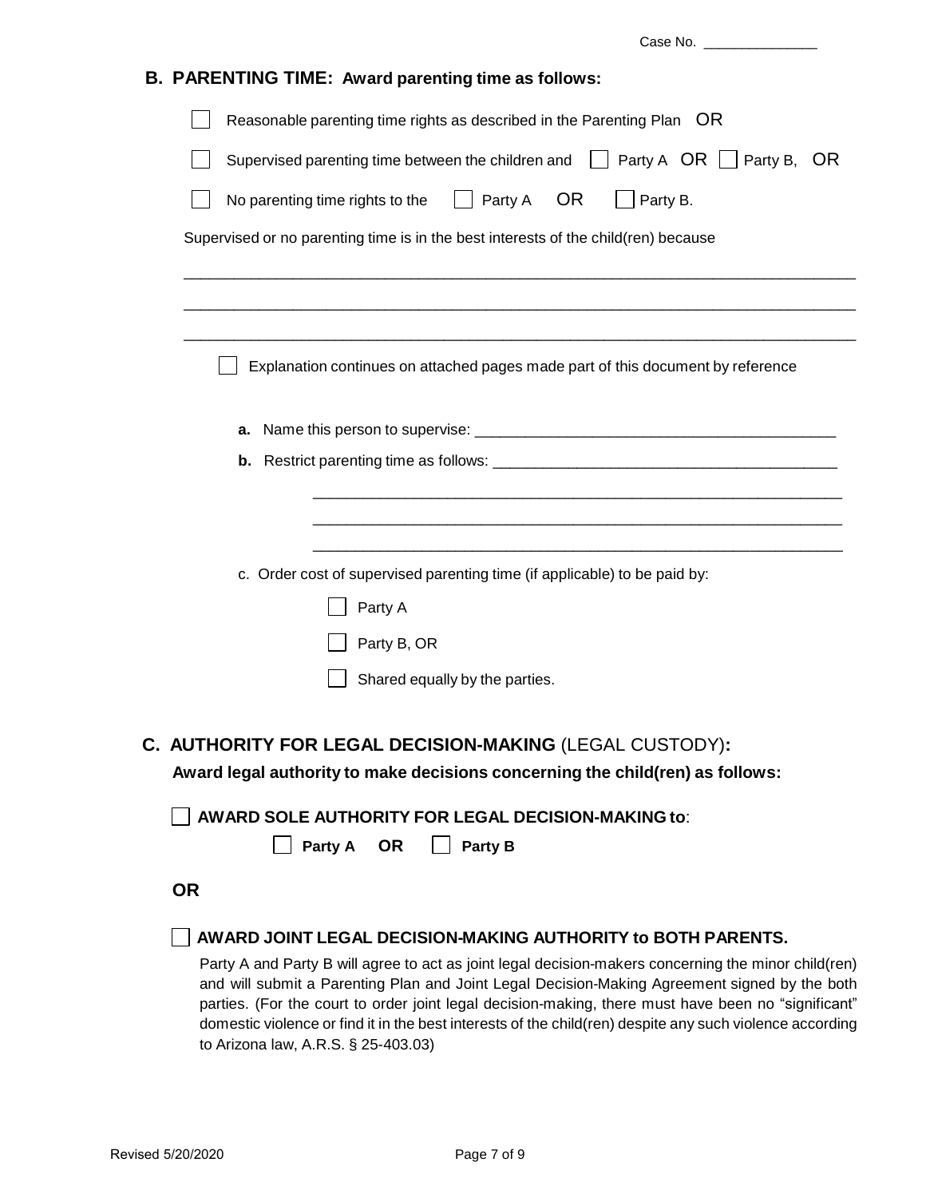Case No. _______________

## B. PARENTING TIME: Award parenting time as follows:

☐ Reasonable parenting time rights as described in the Parenting Plan OR

☐ Supervised parenting time between the children and ☐ Party A OR ☐ Party B, OR

☐ No parenting time rights to the ☐ Party A OR ☐ Party B.

Supervised or no parenting time is in the best interests of the child(ren) because

_______________________________________________________________________________

_______________________________________________________________________________

_______________________________________________________________________________

☐ Explanation continues on attached pages made part of this document by reference

**a.** Name this person to supervise: ___________________________________________

**b.** Restrict parenting time as follows: ________________________________________

_______________________________________________________________

_______________________________________________________________

_______________________________________________________________

c. Order cost of supervised parenting time (if applicable) to be paid by:

☐ Party A

☐ Party B, OR

☐ Shared equally by the parties.

## C. AUTHORITY FOR LEGAL DECISION-MAKING (LEGAL CUSTODY):

**Award legal authority to make decisions concerning the child(ren) as follows:**

☐ **AWARD SOLE AUTHORITY FOR LEGAL DECISION-MAKING to**:

☐ **Party A OR** ☐ **Party B**

**OR**

☐ **AWARD JOINT LEGAL DECISION-MAKING AUTHORITY to BOTH PARENTS.**

Party A and Party B will agree to act as joint legal decision-makers concerning the minor child(ren) and will submit a Parenting Plan and Joint Legal Decision-Making Agreement signed by the both parties. (For the court to order joint legal decision-making, there must have been no "significant" domestic violence or find it in the best interests of the child(ren) despite any such violence according to Arizona law, A.R.S. § 25-403.03)

Revised 5/20/2020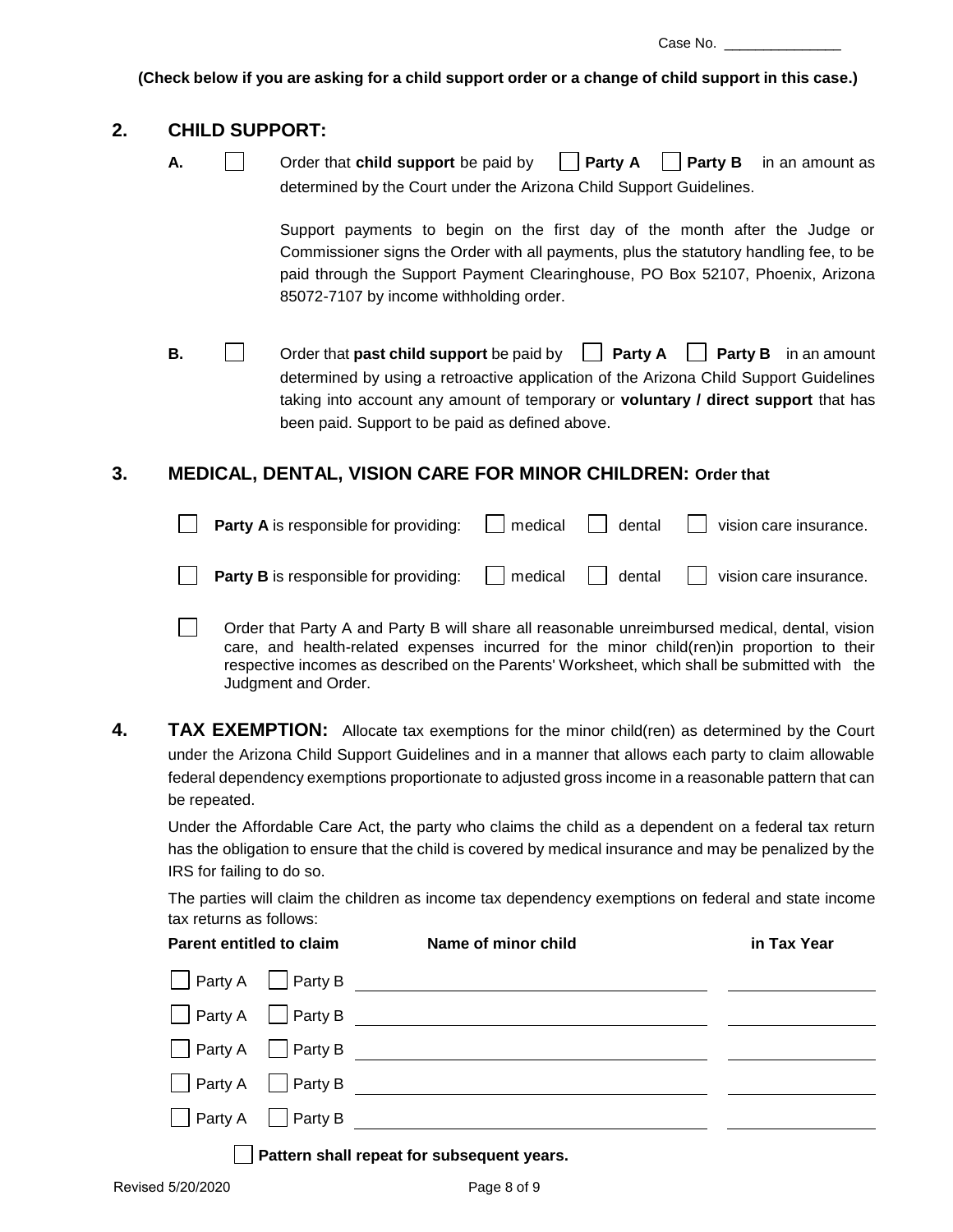Case No. _______________

**(Check below if you are asking for a child support order or a change of child support in this case.)**

## 2. CHILD SUPPORT:

**A.** ☐ Order that **child support** be paid by ☐ **Party A** ☐ **Party B** in an amount as determined by the Court under the Arizona Child Support Guidelines.

Support payments to begin on the first day of the month after the Judge or Commissioner signs the Order with all payments, plus the statutory handling fee, to be paid through the Support Payment Clearinghouse, PO Box 52107, Phoenix, Arizona 85072-7107 by income withholding order.

**B.** ☐ Order that **past child support** be paid by ☐ **Party A** ☐ **Party B** in an amount determined by using a retroactive application of the Arizona Child Support Guidelines taking into account any amount of temporary or **voluntary / direct support** that has been paid. Support to be paid as defined above.

## 3. MEDICAL, DENTAL, VISION CARE FOR MINOR CHILDREN: Order that

☐ **Party A** is responsible for providing: ☐ medical ☐ dental ☐ vision care insurance.

☐ **Party B** is responsible for providing: ☐ medical ☐ dental ☐ vision care insurance.

☐ Order that Party A and Party B will share all reasonable unreimbursed medical, dental, vision care, and health-related expenses incurred for the minor child(ren)in proportion to their respective incomes as described on the Parents' Worksheet, which shall be submitted with the Judgment and Order.

## 4. TAX EXEMPTION:

Allocate tax exemptions for the minor child(ren) as determined by the Court under the Arizona Child Support Guidelines and in a manner that allows each party to claim allowable federal dependency exemptions proportionate to adjusted gross income in a reasonable pattern that can be repeated.

Under the Affordable Care Act, the party who claims the child as a dependent on a federal tax return has the obligation to ensure that the child is covered by medical insurance and may be penalized by the IRS for failing to do so.

The parties will claim the children as income tax dependency exemptions on federal and state income tax returns as follows:

| Parent entitled to claim | Name of minor child | in Tax Year |
|---|---|---|
| ☐ Party A ☐ Party B | | |
| ☐ Party A ☐ Party B | | |
| ☐ Party A ☐ Party B | | |
| ☐ Party A ☐ Party B | | |
| ☐ Party A ☐ Party B | | |

☐ **Pattern shall repeat for subsequent years.**

Revised 5/20/2020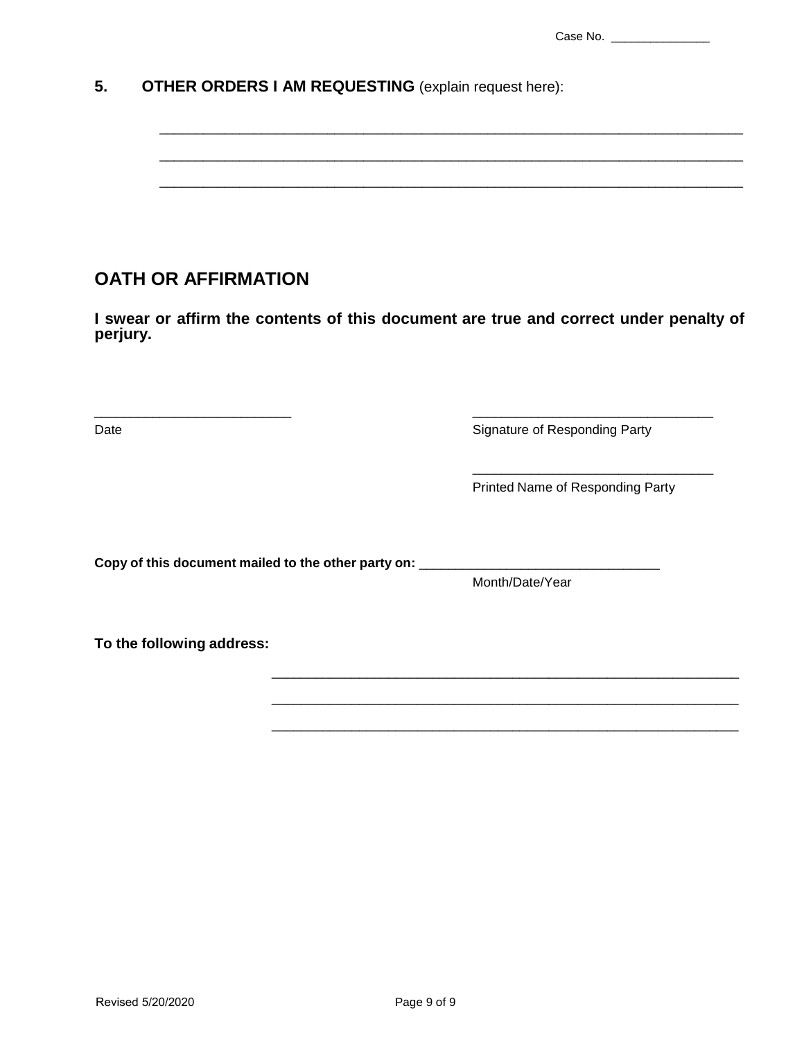Case No. _______________

**5. OTHER ORDERS I AM REQUESTING** (explain request here):

_______________________________________________________________________________

_______________________________________________________________________________

_______________________________________________________________________________

## OATH OR AFFIRMATION

**I swear or affirm the contents of this document are true and correct under penalty of perjury.**

___________________________ Date

_________________________________ Signature of Responding Party

_________________________________ Printed Name of Responding Party

**Copy of this document mailed to the other party on:** _________________________________ Month/Date/Year

**To the following address:**

_______________________________________________________________

_______________________________________________________________

_______________________________________________________________

Revised 5/20/2020